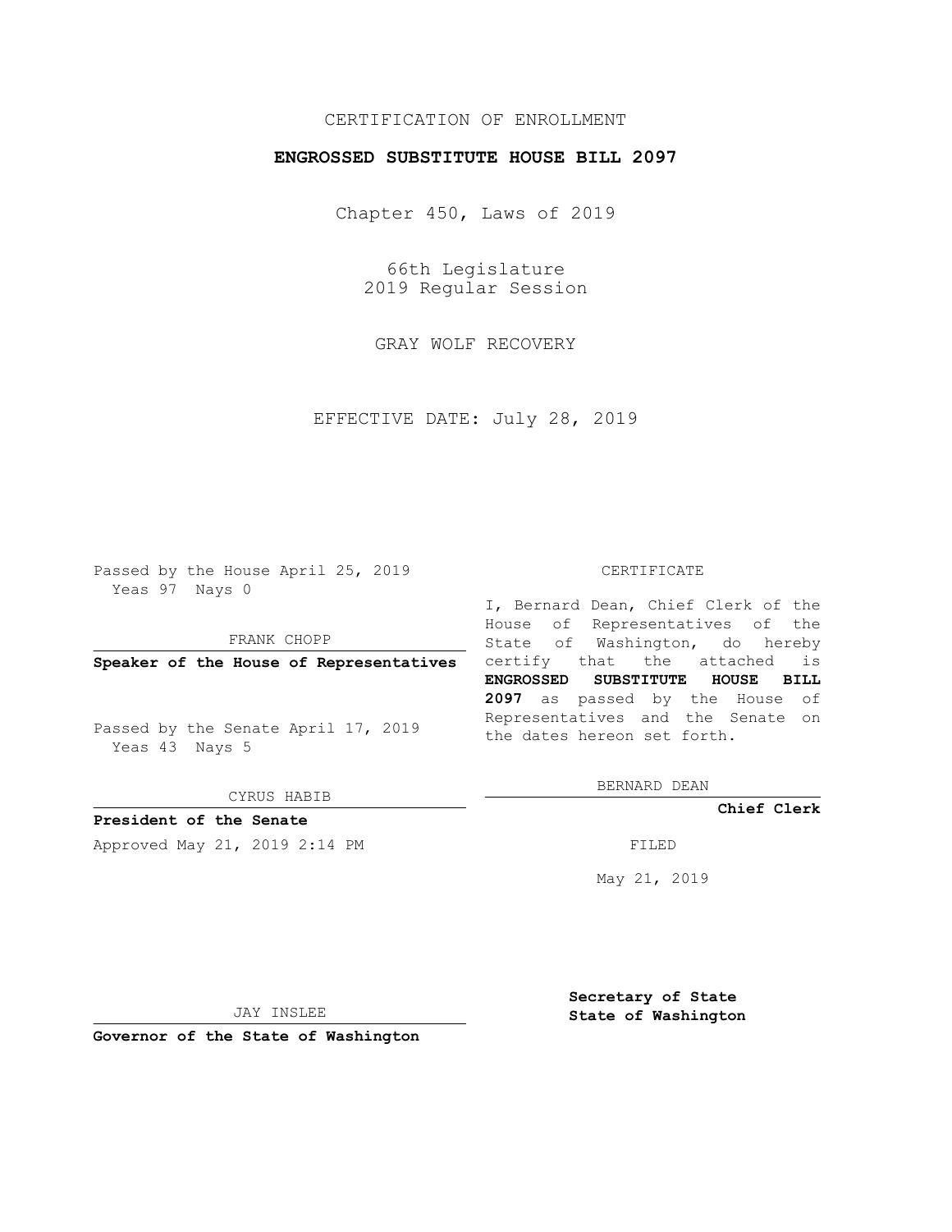CERTIFICATION OF ENROLLMENT

**ENGROSSED SUBSTITUTE HOUSE BILL 2097**

Chapter 450, Laws of 2019

66th Legislature
2019 Regular Session

GRAY WOLF RECOVERY

EFFECTIVE DATE: July 28, 2019

Passed by the House April 25, 2019
Yeas 97 Nays 0

FRANK CHOPP

**Speaker of the House of Representatives**

Passed by the Senate April 17, 2019
Yeas 43 Nays 5

CYRUS HABIB

**President of the Senate**

Approved May 21, 2019 2:14 PM

JAY INSLEE

**Governor of the State of Washington**

CERTIFICATE

I, Bernard Dean, Chief Clerk of the House of Representatives of the State of Washington, do hereby certify that the attached is **ENGROSSED SUBSTITUTE HOUSE BILL 2097** as passed by the House of Representatives and the Senate on the dates hereon set forth.

BERNARD DEAN

**Chief Clerk**

FILED

May 21, 2019

**Secretary of State**
**State of Washington**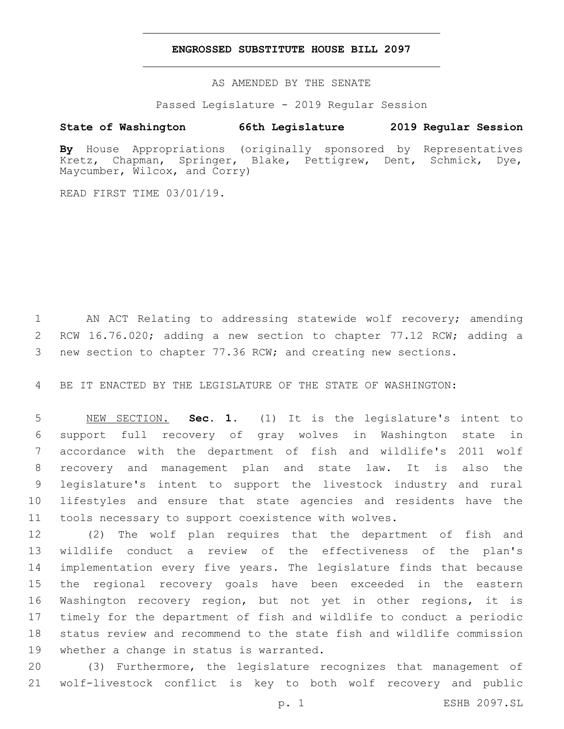# ENGROSSED SUBSTITUTE HOUSE BILL 2097

AS AMENDED BY THE SENATE

Passed Legislature - 2019 Regular Session

**State of Washington 66th Legislature 2019 Regular Session**

**By** House Appropriations (originally sponsored by Representatives Kretz, Chapman, Springer, Blake, Pettigrew, Dent, Schmick, Dye, Maycumber, Wilcox, and Corry)

READ FIRST TIME 03/01/19.

AN ACT Relating to addressing statewide wolf recovery; amending RCW 16.76.020; adding a new section to chapter 77.12 RCW; adding a new section to chapter 77.36 RCW; and creating new sections.

BE IT ENACTED BY THE LEGISLATURE OF THE STATE OF WASHINGTON:

NEW SECTION. **Sec. 1.** (1) It is the legislature's intent to support full recovery of gray wolves in Washington state in accordance with the department of fish and wildlife's 2011 wolf recovery and management plan and state law. It is also the legislature's intent to support the livestock industry and rural lifestyles and ensure that state agencies and residents have the tools necessary to support coexistence with wolves.

(2) The wolf plan requires that the department of fish and wildlife conduct a review of the effectiveness of the plan's implementation every five years. The legislature finds that because the regional recovery goals have been exceeded in the eastern Washington recovery region, but not yet in other regions, it is timely for the department of fish and wildlife to conduct a periodic status review and recommend to the state fish and wildlife commission whether a change in status is warranted.

(3) Furthermore, the legislature recognizes that management of wolf-livestock conflict is key to both wolf recovery and public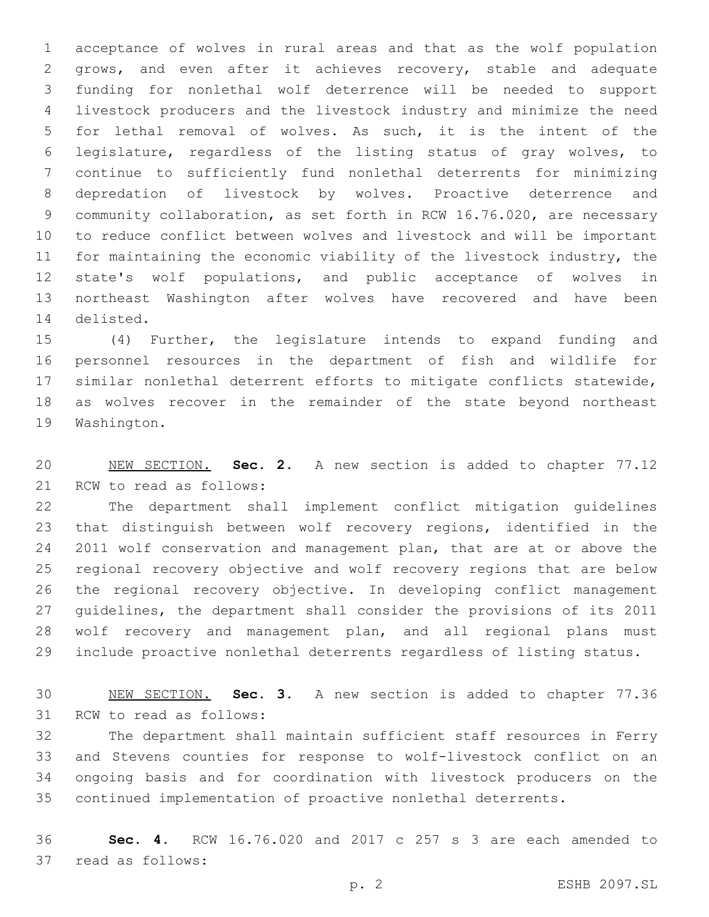acceptance of wolves in rural areas and that as the wolf population grows, and even after it achieves recovery, stable and adequate funding for nonlethal wolf deterrence will be needed to support livestock producers and the livestock industry and minimize the need for lethal removal of wolves. As such, it is the intent of the legislature, regardless of the listing status of gray wolves, to continue to sufficiently fund nonlethal deterrents for minimizing depredation of livestock by wolves. Proactive deterrence and community collaboration, as set forth in RCW 16.76.020, are necessary to reduce conflict between wolves and livestock and will be important for maintaining the economic viability of the livestock industry, the state's wolf populations, and public acceptance of wolves in northeast Washington after wolves have recovered and have been delisted.

(4) Further, the legislature intends to expand funding and personnel resources in the department of fish and wildlife for similar nonlethal deterrent efforts to mitigate conflicts statewide, as wolves recover in the remainder of the state beyond northeast Washington.

NEW SECTION. **Sec. 2.** A new section is added to chapter 77.12 RCW to read as follows:

The department shall implement conflict mitigation guidelines that distinguish between wolf recovery regions, identified in the 2011 wolf conservation and management plan, that are at or above the regional recovery objective and wolf recovery regions that are below the regional recovery objective. In developing conflict management guidelines, the department shall consider the provisions of its 2011 wolf recovery and management plan, and all regional plans must include proactive nonlethal deterrents regardless of listing status.

NEW SECTION. **Sec. 3.** A new section is added to chapter 77.36 RCW to read as follows:

The department shall maintain sufficient staff resources in Ferry and Stevens counties for response to wolf-livestock conflict on an ongoing basis and for coordination with livestock producers on the continued implementation of proactive nonlethal deterrents.

**Sec. 4.** RCW 16.76.020 and 2017 c 257 s 3 are each amended to read as follows: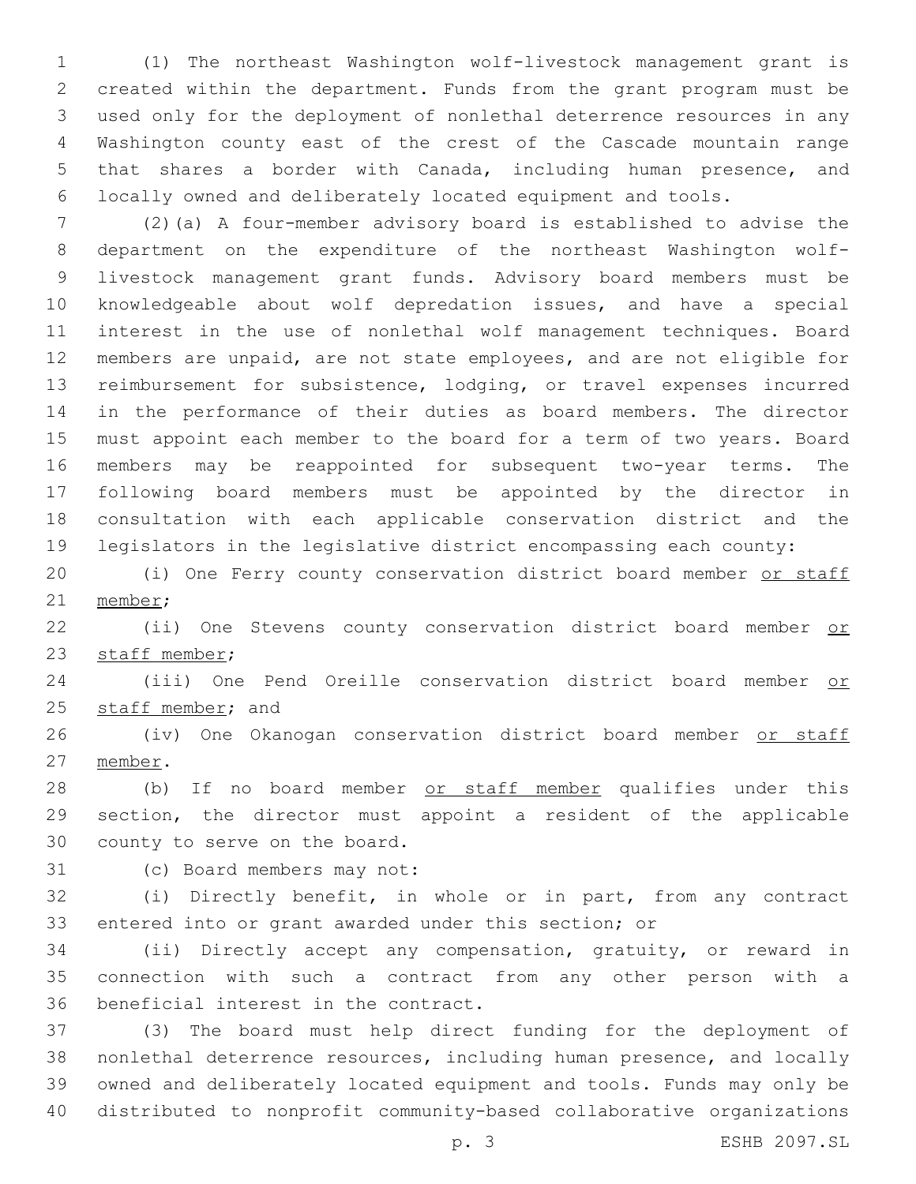(1) The northeast Washington wolf-livestock management grant is created within the department. Funds from the grant program must be used only for the deployment of nonlethal deterrence resources in any Washington county east of the crest of the Cascade mountain range that shares a border with Canada, including human presence, and locally owned and deliberately located equipment and tools.

(2)(a) A four-member advisory board is established to advise the department on the expenditure of the northeast Washington wolf-livestock management grant funds. Advisory board members must be knowledgeable about wolf depredation issues, and have a special interest in the use of nonlethal wolf management techniques. Board members are unpaid, are not state employees, and are not eligible for reimbursement for subsistence, lodging, or travel expenses incurred in the performance of their duties as board members. The director must appoint each member to the board for a term of two years. Board members may be reappointed for subsequent two-year terms. The following board members must be appointed by the director in consultation with each applicable conservation district and the legislators in the legislative district encompassing each county:

(i) One Ferry county conservation district board member or staff member;

(ii) One Stevens county conservation district board member or staff member;

(iii) One Pend Oreille conservation district board member or staff member; and

(iv) One Okanogan conservation district board member or staff member.

(b) If no board member or staff member qualifies under this section, the director must appoint a resident of the applicable county to serve on the board.

(c) Board members may not:

(i) Directly benefit, in whole or in part, from any contract entered into or grant awarded under this section; or

(ii) Directly accept any compensation, gratuity, or reward in connection with such a contract from any other person with a beneficial interest in the contract.

(3) The board must help direct funding for the deployment of nonlethal deterrence resources, including human presence, and locally owned and deliberately located equipment and tools. Funds may only be distributed to nonprofit community-based collaborative organizations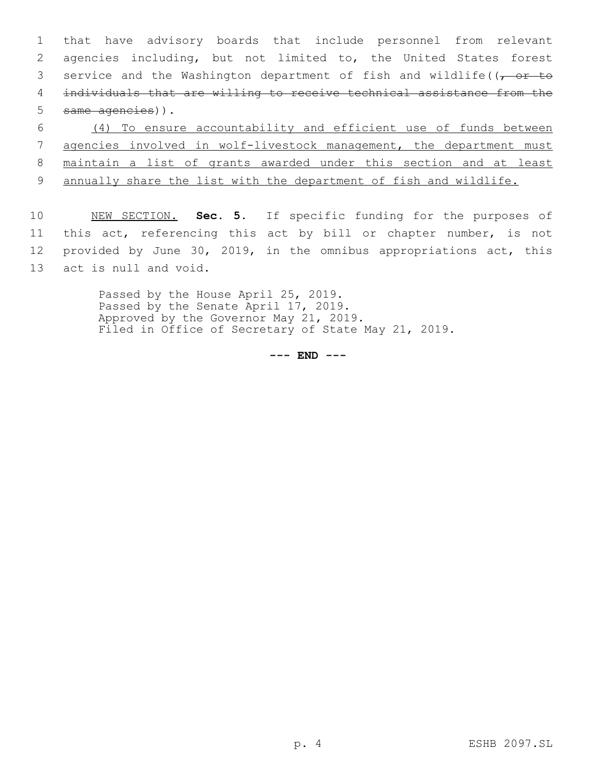that have advisory boards that include personnel from relevant agencies including, but not limited to, the United States forest service and the Washington department of fish and wildlife((~~, or to individuals that are willing to receive technical assistance from the same agencies~~)).

<u>(4) To ensure accountability and efficient use of funds between agencies involved in wolf-livestock management, the department must maintain a list of grants awarded under this section and at least annually share the list with the department of fish and wildlife.</u>

<u>NEW SECTION.</u> **Sec. 5.** If specific funding for the purposes of this act, referencing this act by bill or chapter number, is not provided by June 30, 2019, in the omnibus appropriations act, this act is null and void.

Passed by the House April 25, 2019.
Passed by the Senate April 17, 2019.
Approved by the Governor May 21, 2019.
Filed in Office of Secretary of State May 21, 2019.

**--- END ---**